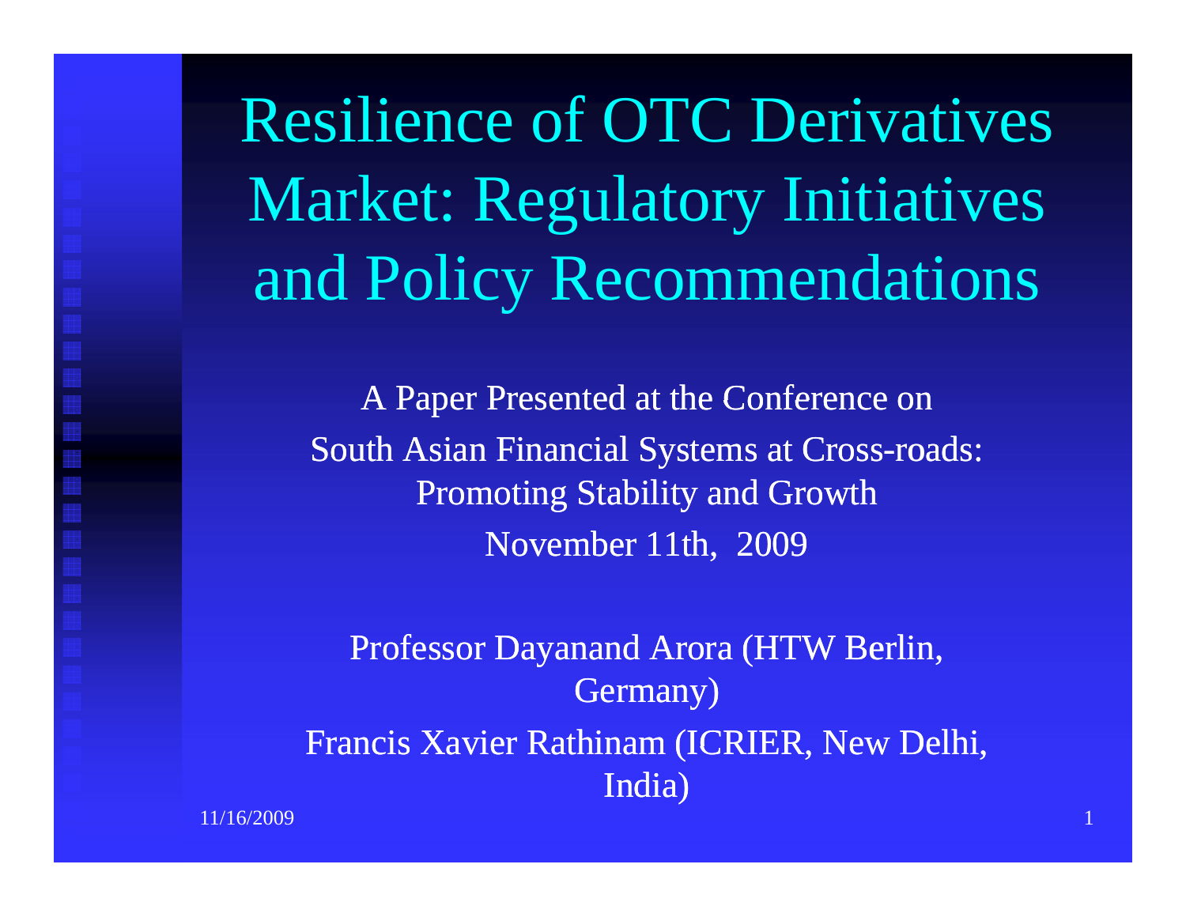# Resilience of OTC Derivatives Market: Regulatory Initiatives and Policy Recommendations

A Paper Presented at the Conference on
South Asian Financial Systems at Cross-roads:
Promoting Stability and Growth
November 11th, 2009

Professor Dayanand Arora (HTW Berlin, Germany)

Francis Xavier Rathinam (ICRIER, New Delhi, India)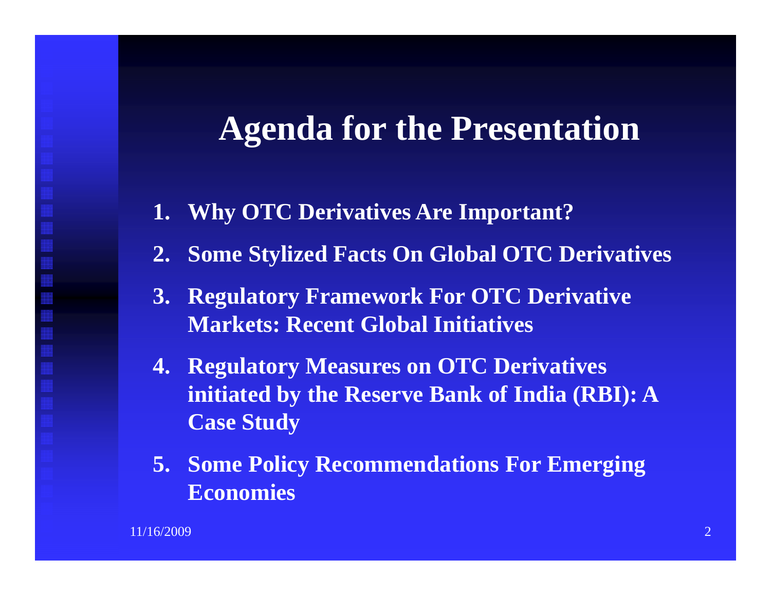# Agenda for the Presentation

1. **Why OTC Derivatives Are Important?**
2. **Some Stylized Facts On Global OTC Derivatives**
3. **Regulatory Framework For OTC Derivative Markets: Recent Global Initiatives**
4. **Regulatory Measures on OTC Derivatives initiated by the Reserve Bank of India (RBI): A Case Study**
5. **Some Policy Recommendations For Emerging Economies**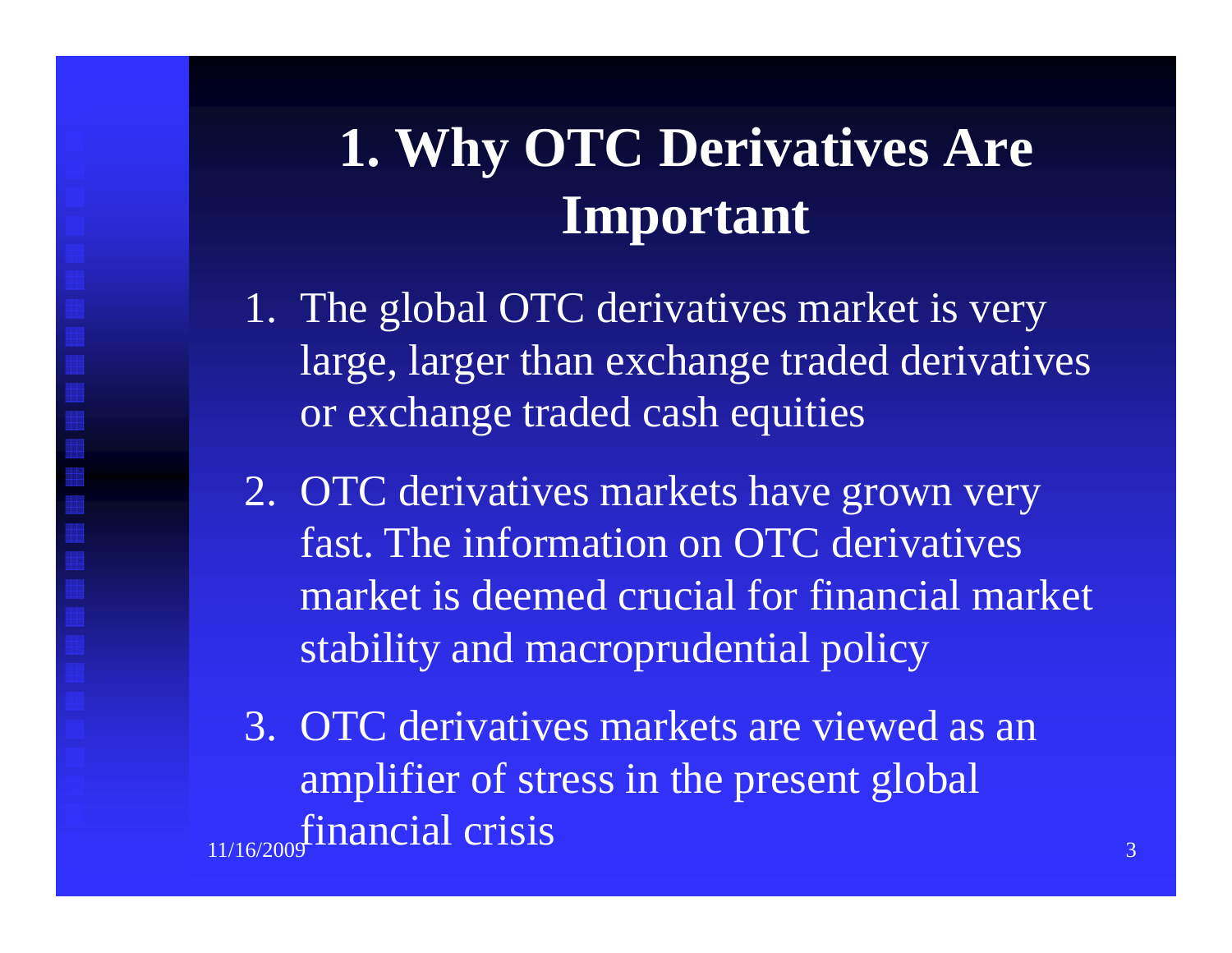# 1. Why OTC Derivatives Are Important

1. The global OTC derivatives market is very large, larger than exchange traded derivatives or exchange traded cash equities
2. OTC derivatives markets have grown very fast. The information on OTC derivatives market is deemed crucial for financial market stability and macroprudential policy
3. OTC derivatives markets are viewed as an amplifier of stress in the present global financial crisis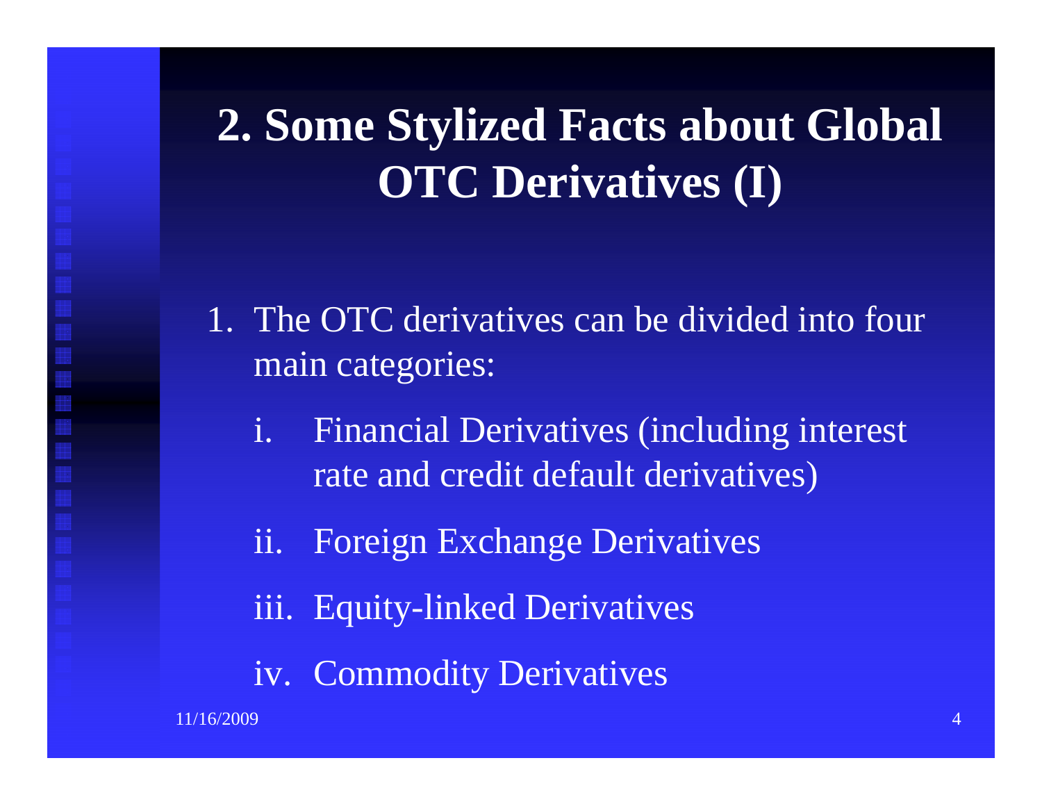# 2. Some Stylized Facts about Global OTC Derivatives (I)

1. The OTC derivatives can be divided into four main categories:
   i. Financial Derivatives (including interest rate and credit default derivatives)
   ii. Foreign Exchange Derivatives
   iii. Equity-linked Derivatives
   iv. Commodity Derivatives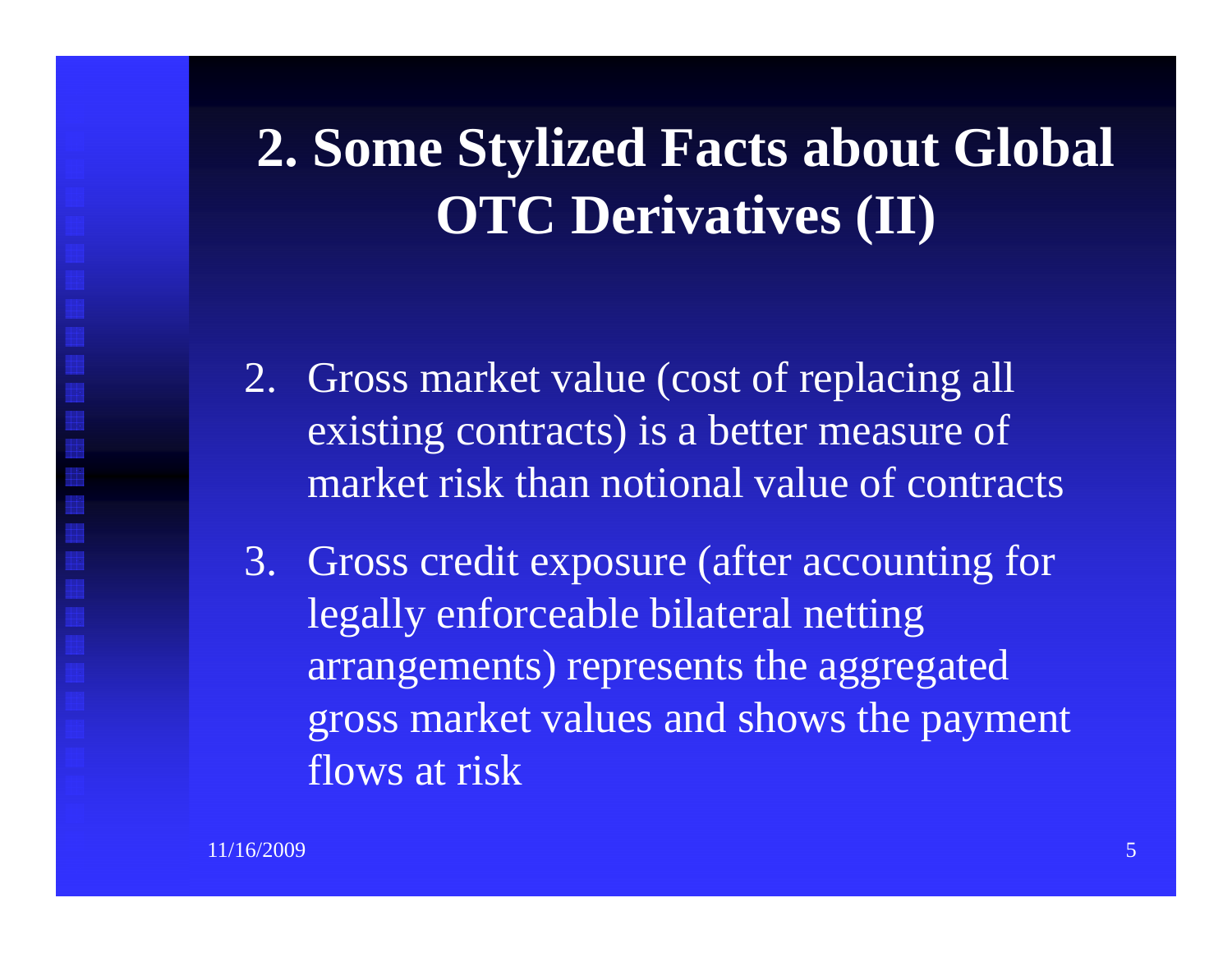# 2. Some Stylized Facts about Global OTC Derivatives (II)

2. Gross market value (cost of replacing all existing contracts) is a better measure of market risk than notional value of contracts
3. Gross credit exposure (after accounting for legally enforceable bilateral netting arrangements) represents the aggregated gross market values and shows the payment flows at risk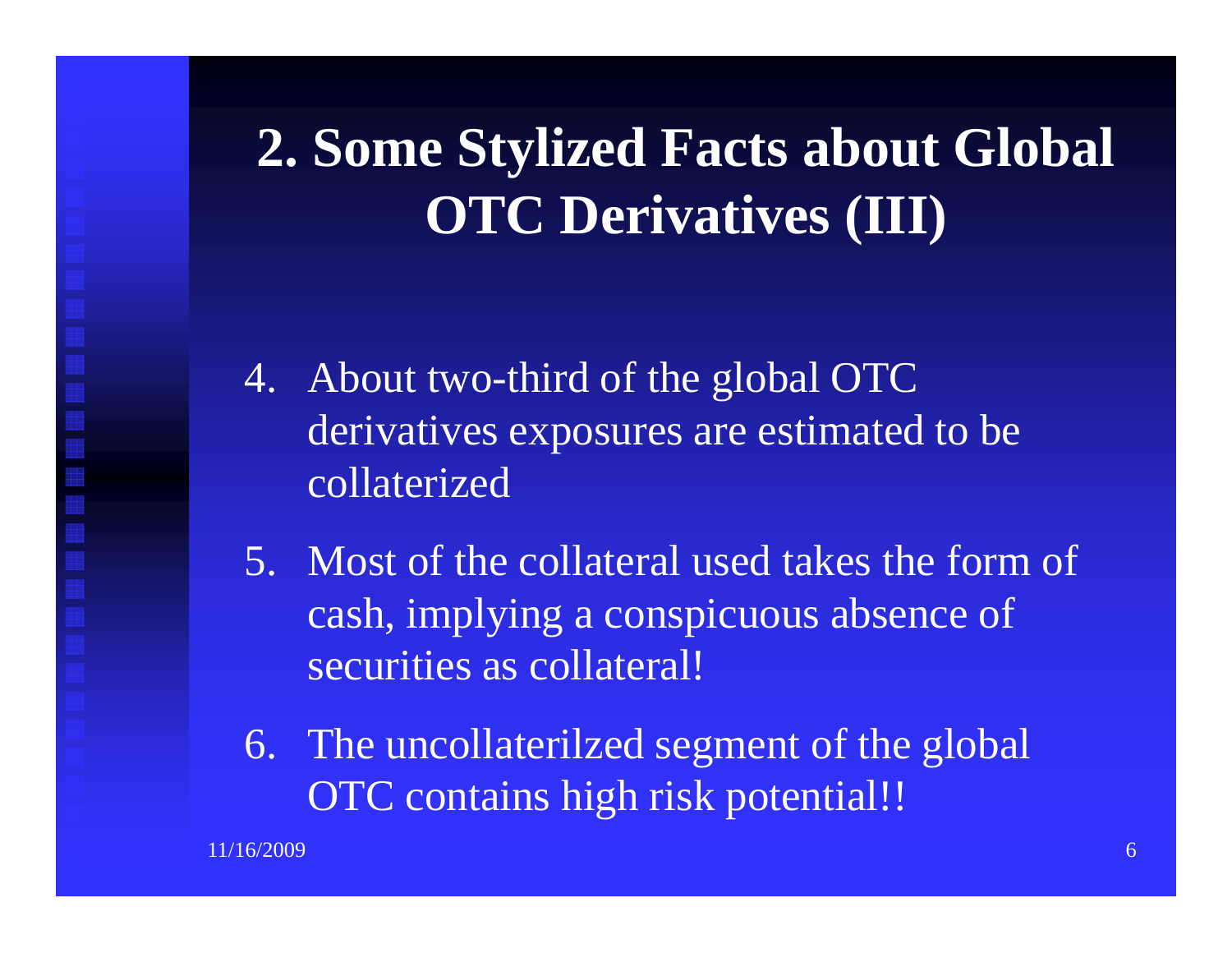# 2. Some Stylized Facts about Global OTC Derivatives (III)

4. About two-third of the global OTC derivatives exposures are estimated to be collaterized
5. Most of the collateral used takes the form of cash, implying a conspicuous absence of securities as collateral!
6. The uncollaterilzed segment of the global OTC contains high risk potential!!

11/16/2009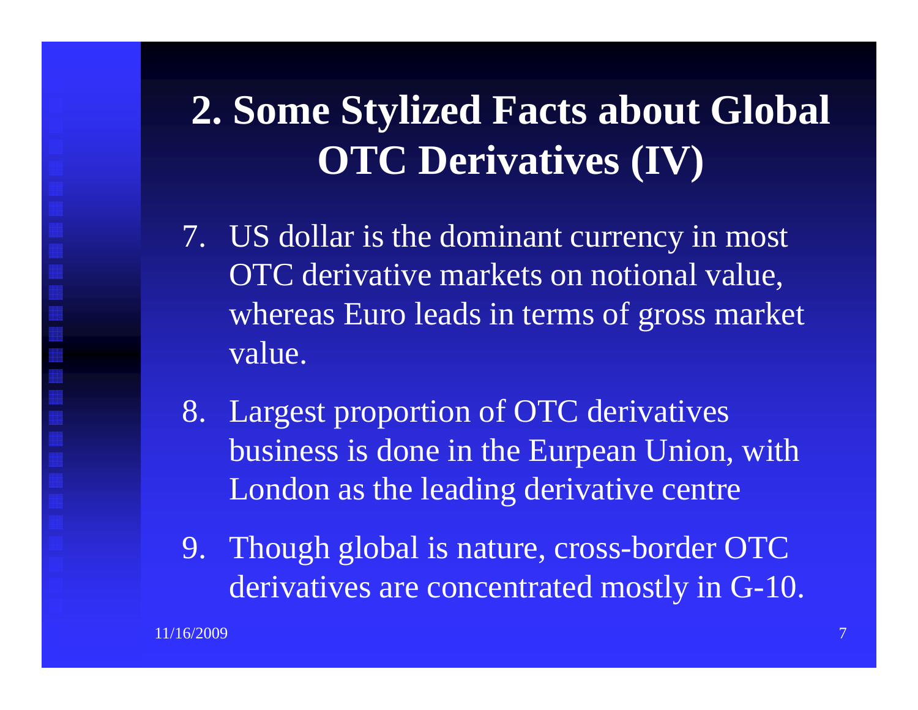# 2. Some Stylized Facts about Global OTC Derivatives (IV)

7. US dollar is the dominant currency in most OTC derivative markets on notional value, whereas Euro leads in terms of gross market value.

8. Largest proportion of OTC derivatives business is done in the Eurpean Union, with London as the leading derivative centre

9. Though global is nature, cross-border OTC derivatives are concentrated mostly in G-10.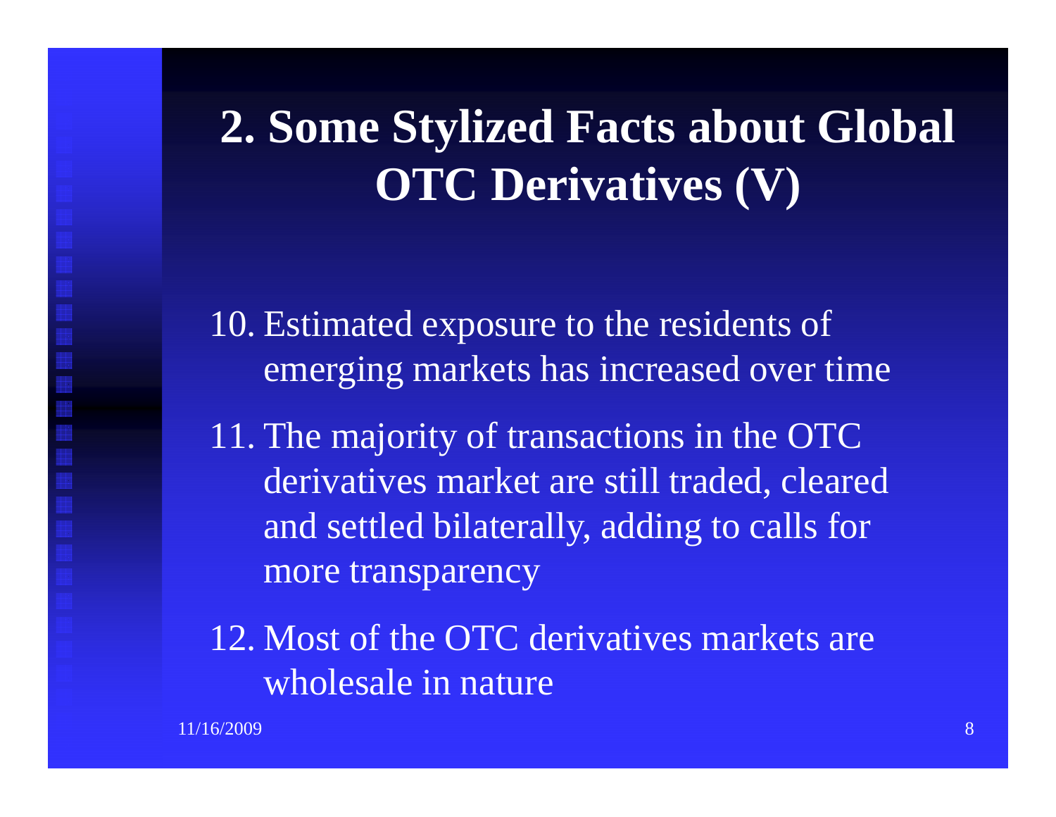# 2. Some Stylized Facts about Global OTC Derivatives (V)

10. Estimated exposure to the residents of emerging markets has increased over time
11. The majority of transactions in the OTC derivatives market are still traded, cleared and settled bilaterally, adding to calls for more transparency
12. Most of the OTC derivatives markets are wholesale in nature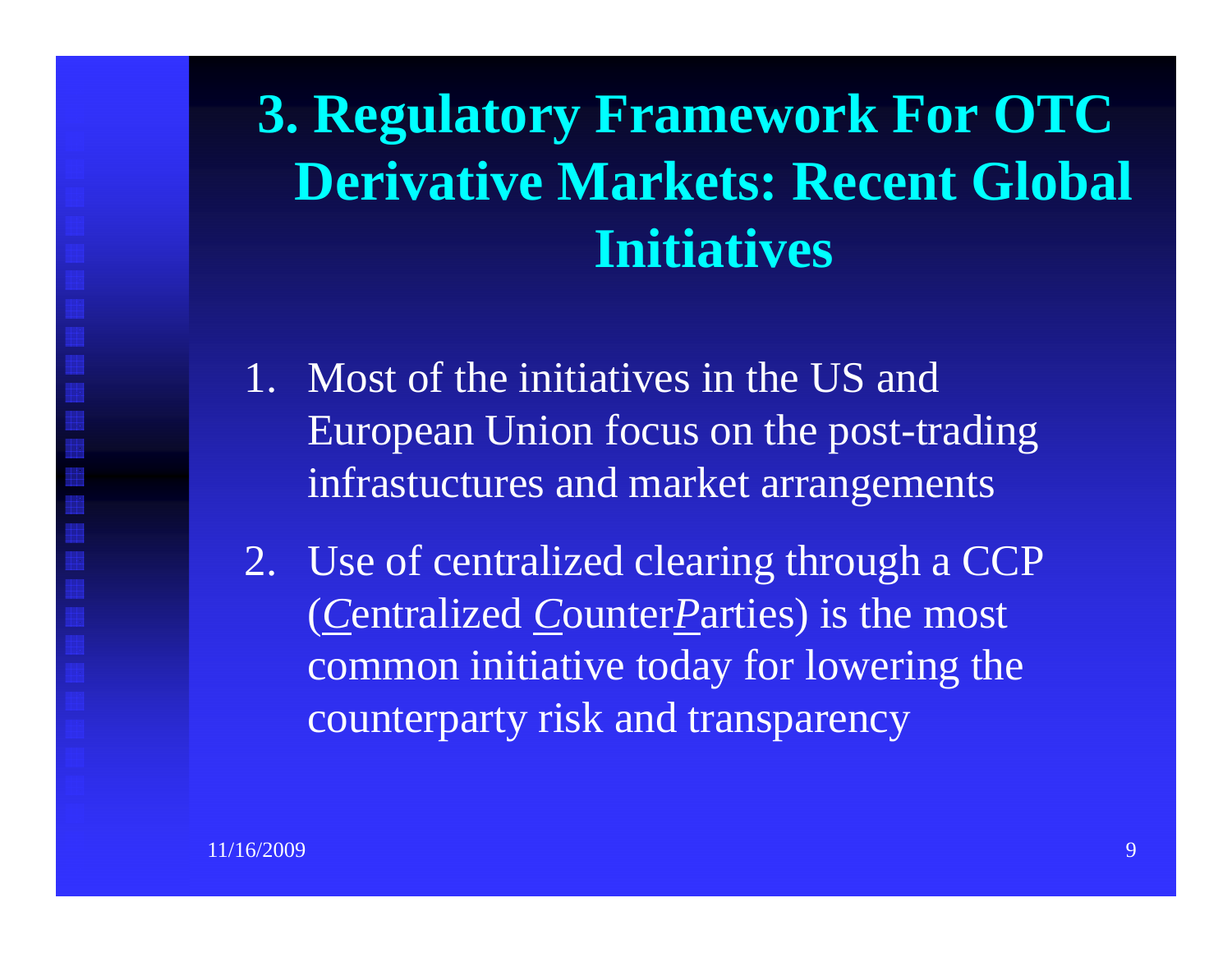# 3. Regulatory Framework For OTC Derivative Markets: Recent Global Initiatives

1. Most of the initiatives in the US and European Union focus on the post-trading infrastuctures and market arrangements
2. Use of centralized clearing through a CCP (*C*entralized *C*ounter*P*arties) is the most common initiative today for lowering the counterparty risk and transparency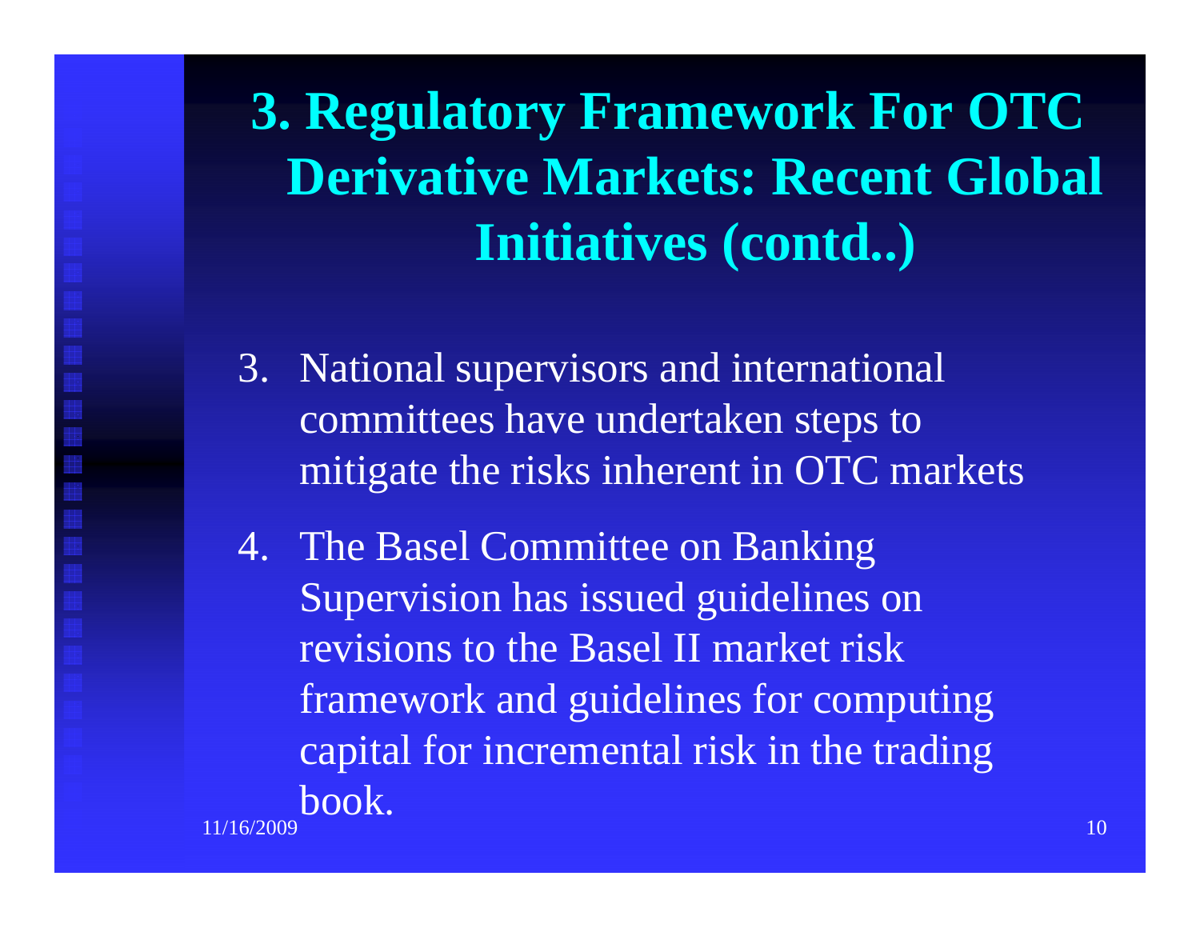# 3. Regulatory Framework For OTC Derivative Markets: Recent Global Initiatives (contd..)

3. National supervisors and international committees have undertaken steps to mitigate the risks inherent in OTC markets
4. The Basel Committee on Banking Supervision has issued guidelines on revisions to the Basel II market risk framework and guidelines for computing capital for incremental risk in the trading book.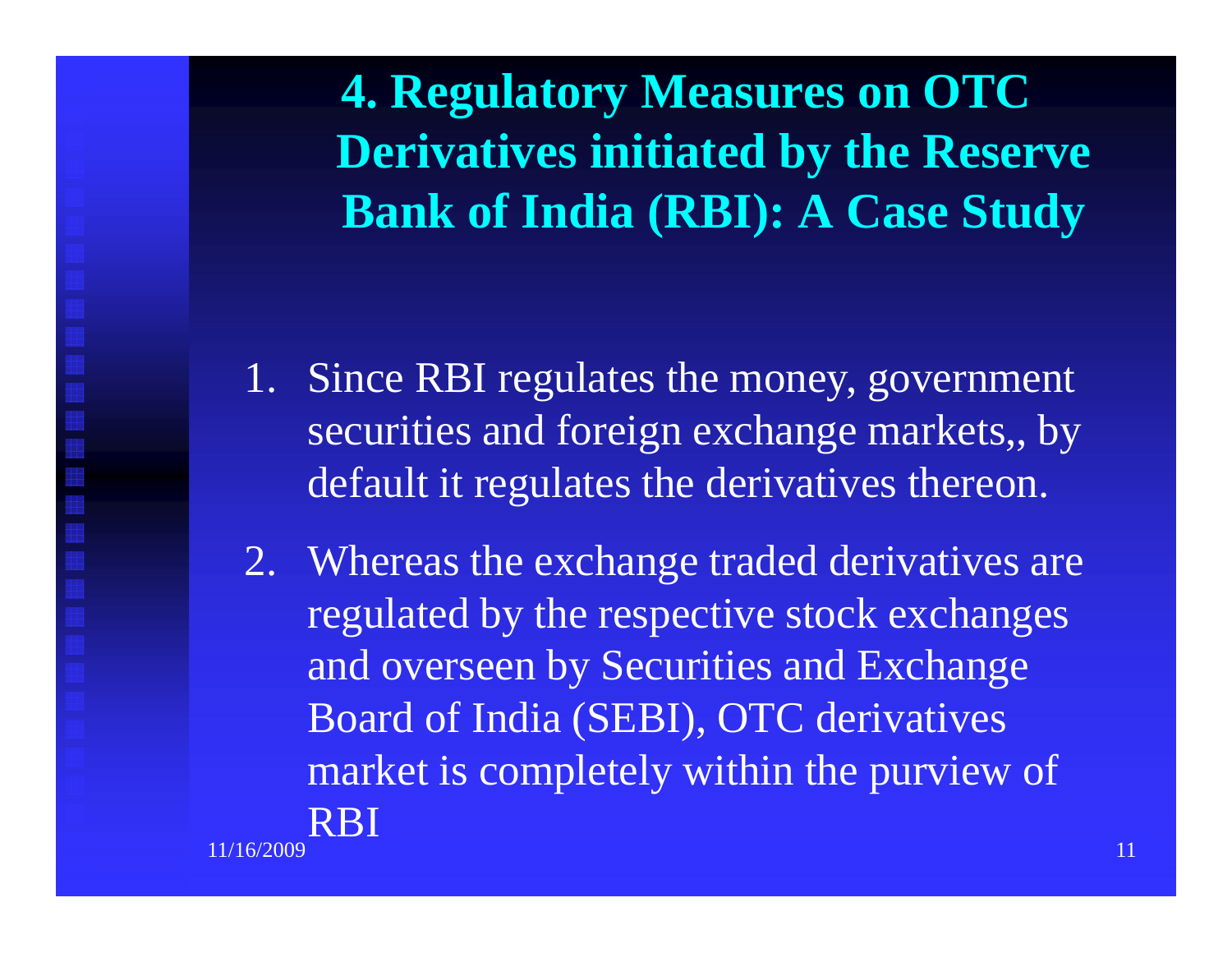# 4. Regulatory Measures on OTC Derivatives initiated by the Reserve Bank of India (RBI): A Case Study

1. Since RBI regulates the money, government securities and foreign exchange markets,, by default it regulates the derivatives thereon.
2. Whereas the exchange traded derivatives are regulated by the respective stock exchanges and overseen by Securities and Exchange Board of India (SEBI), OTC derivatives market is completely within the purview of RBI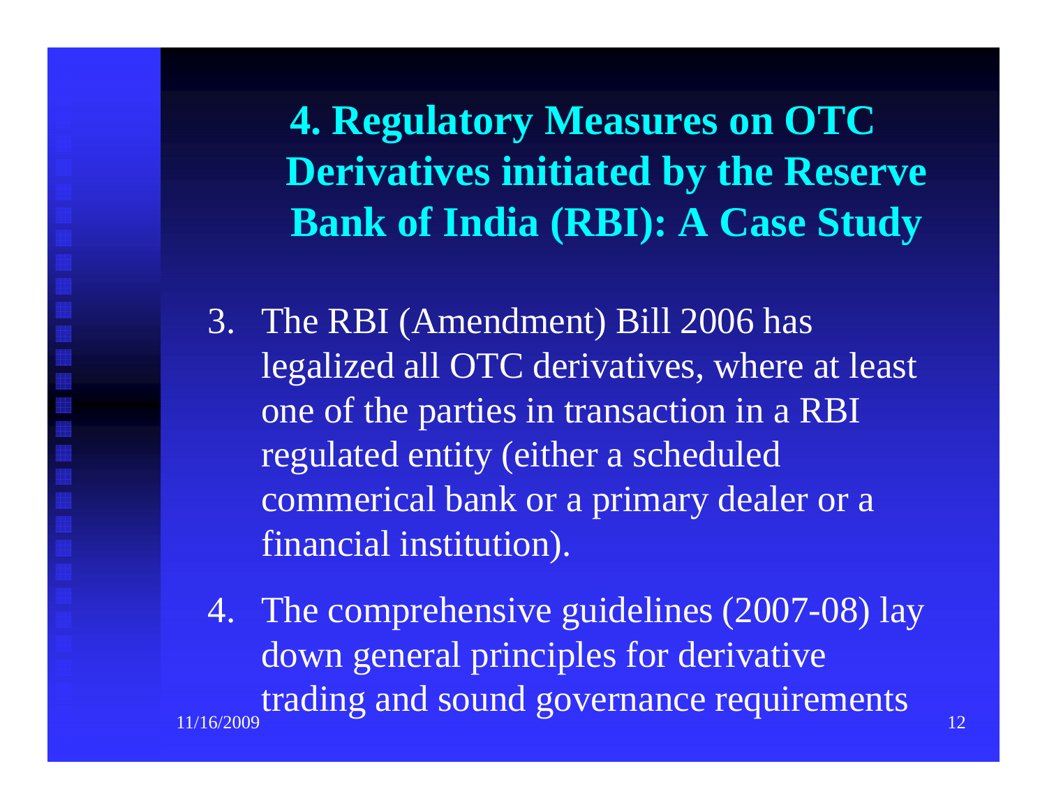# 4. Regulatory Measures on OTC Derivatives initiated by the Reserve Bank of India (RBI): A Case Study

3. The RBI (Amendment) Bill 2006 has legalized all OTC derivatives, where at least one of the parties in transaction in a RBI regulated entity (either a scheduled commerical bank or a primary dealer or a financial institution).

4. The comprehensive guidelines (2007-08) lay down general principles for derivative trading and sound governance requirements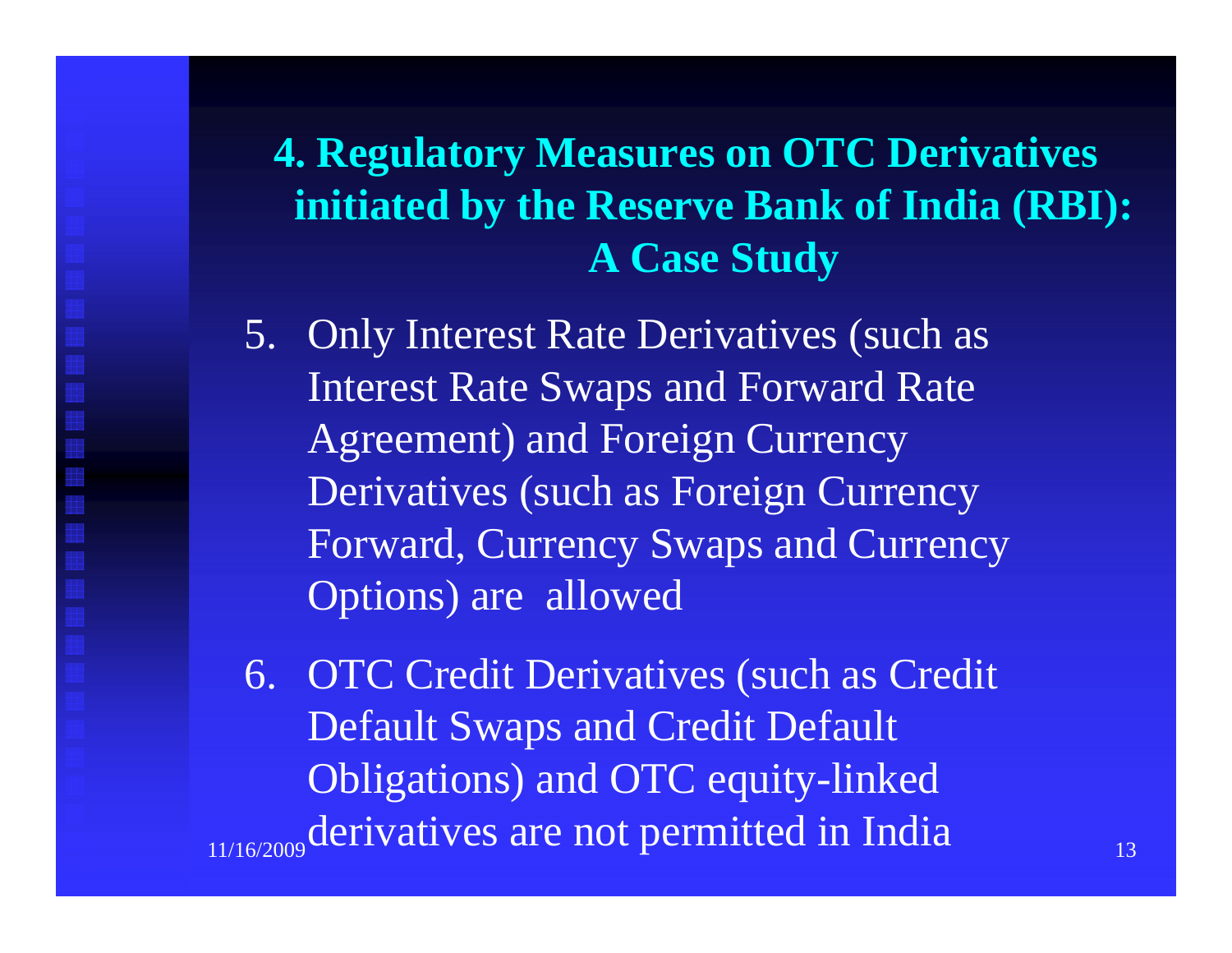## 4. Regulatory Measures on OTC Derivatives initiated by the Reserve Bank of India (RBI): A Case Study

5. Only Interest Rate Derivatives (such as Interest Rate Swaps and Forward Rate Agreement) and Foreign Currency Derivatives (such as Foreign Currency Forward, Currency Swaps and Currency Options) are allowed

6. OTC Credit Derivatives (such as Credit Default Swaps and Credit Default Obligations) and OTC equity-linked derivatives are not permitted in India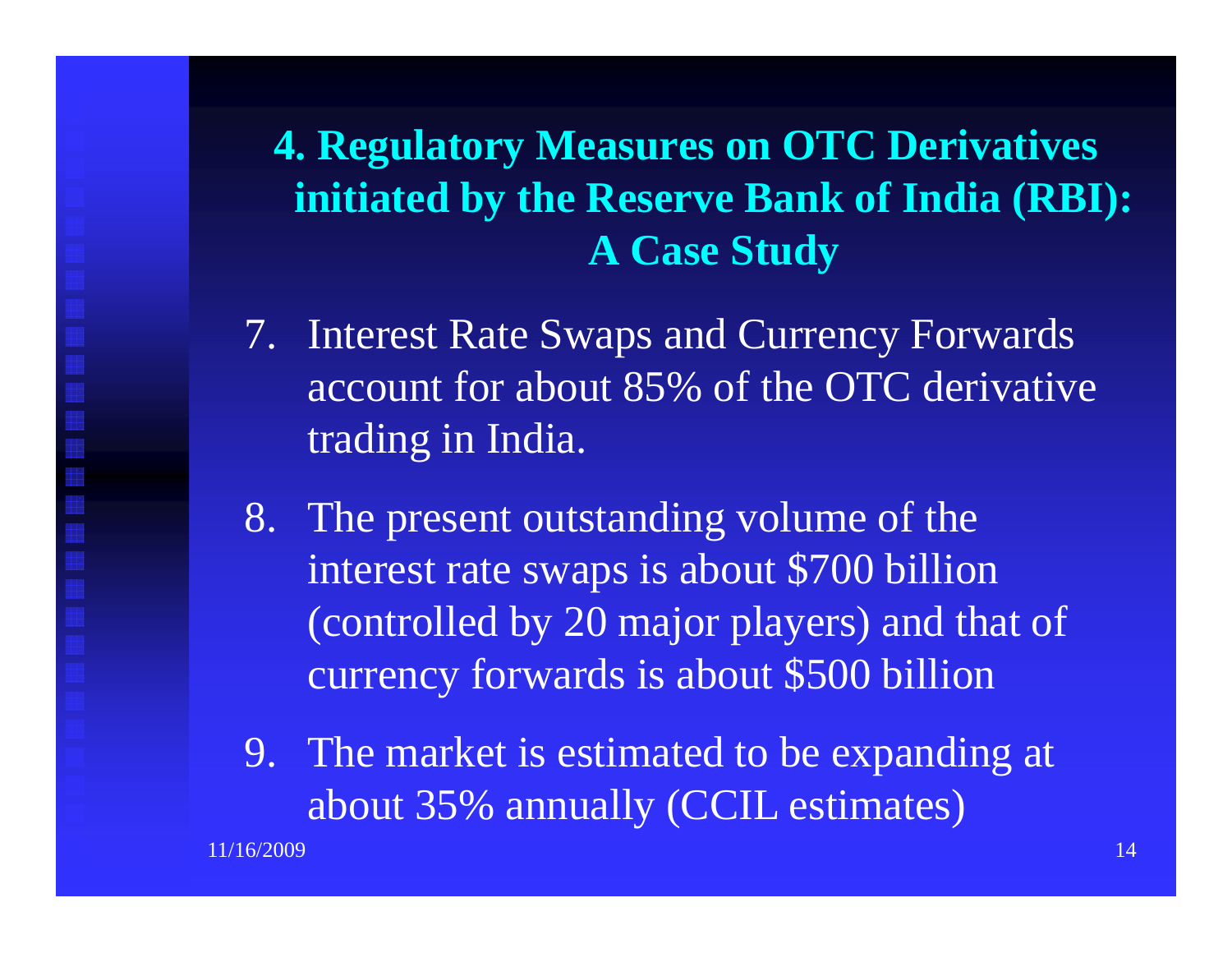## 4. Regulatory Measures on OTC Derivatives initiated by the Reserve Bank of India (RBI): A Case Study

7. Interest Rate Swaps and Currency Forwards account for about 85% of the OTC derivative trading in India.
8. The present outstanding volume of the interest rate swaps is about $700 billion (controlled by 20 major players) and that of currency forwards is about $500 billion
9. The market is estimated to be expanding at about 35% annually (CCIL estimates)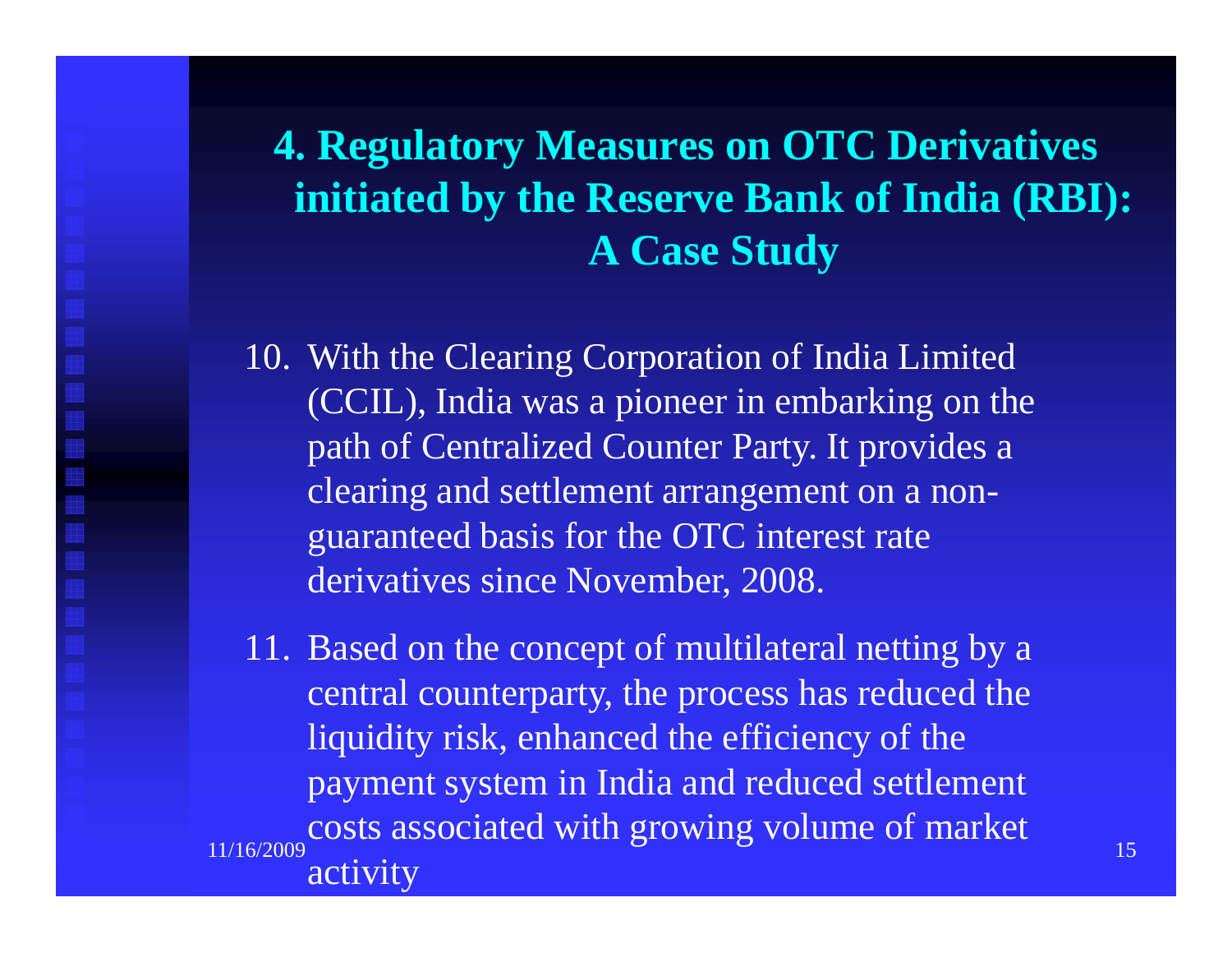# 4. Regulatory Measures on OTC Derivatives initiated by the Reserve Bank of India (RBI): A Case Study

10. With the Clearing Corporation of India Limited (CCIL), India was a pioneer in embarking on the path of Centralized Counter Party. It provides a clearing and settlement arrangement on a non-guaranteed basis for the OTC interest rate derivatives since November, 2008.

11. Based on the concept of multilateral netting by a central counterparty, the process has reduced the liquidity risk, enhanced the efficiency of the payment system in India and reduced settlement costs associated with growing volume of market activity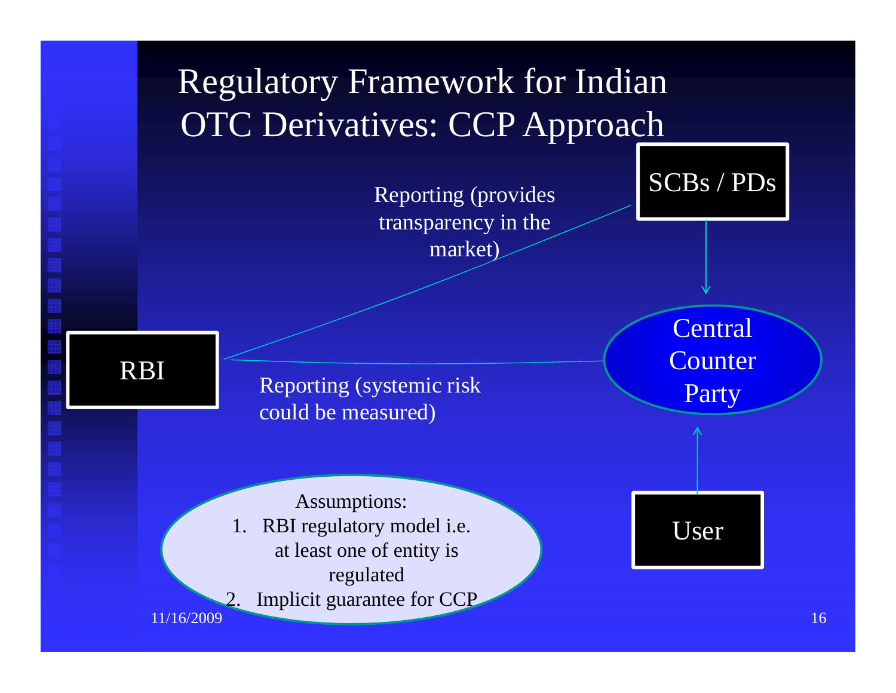# Regulatory Framework for Indian OTC Derivatives: CCP Approach

SCBs / PDs

Reporting (provides transparency in the market)

Central Counter Party

RBI

Reporting (systemic risk could be measured)

User

Assumptions:

1. RBI regulatory model i.e. at least one of entity is regulated
2. Implicit guarantee for CCP

11/16/2009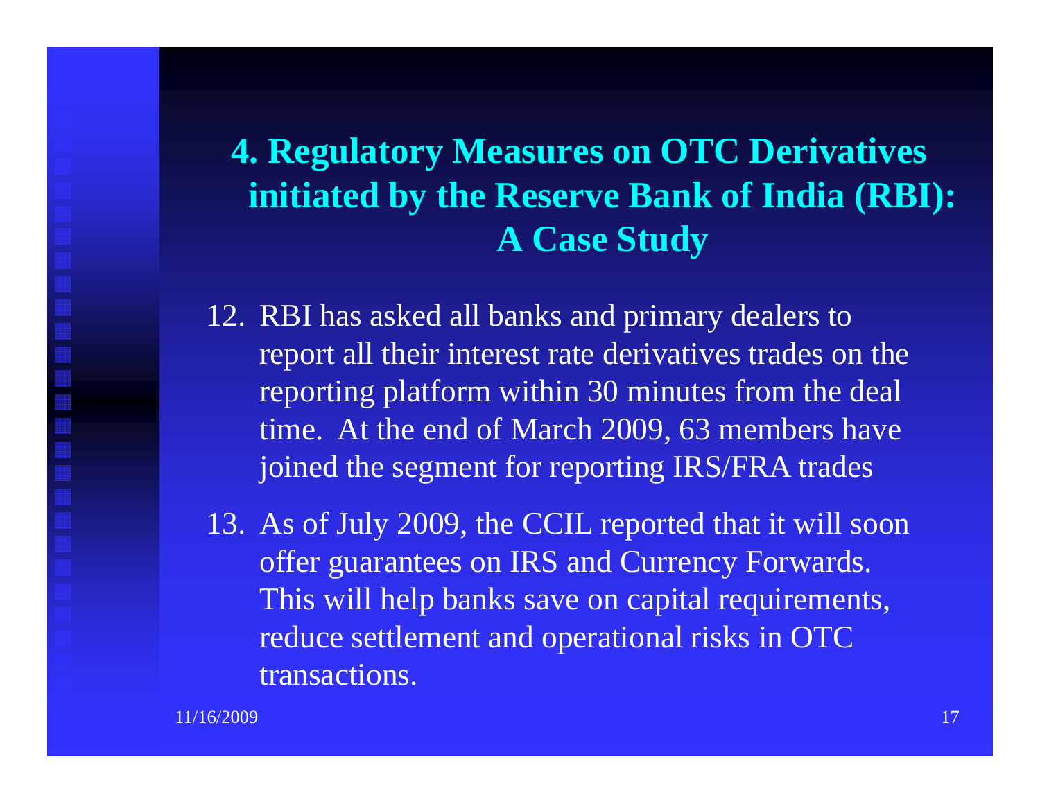## 4. Regulatory Measures on OTC Derivatives initiated by the Reserve Bank of India (RBI): A Case Study

12. RBI has asked all banks and primary dealers to report all their interest rate derivatives trades on the reporting platform within 30 minutes from the deal time. At the end of March 2009, 63 members have joined the segment for reporting IRS/FRA trades

13. As of July 2009, the CCIL reported that it will soon offer guarantees on IRS and Currency Forwards. This will help banks save on capital requirements, reduce settlement and operational risks in OTC transactions.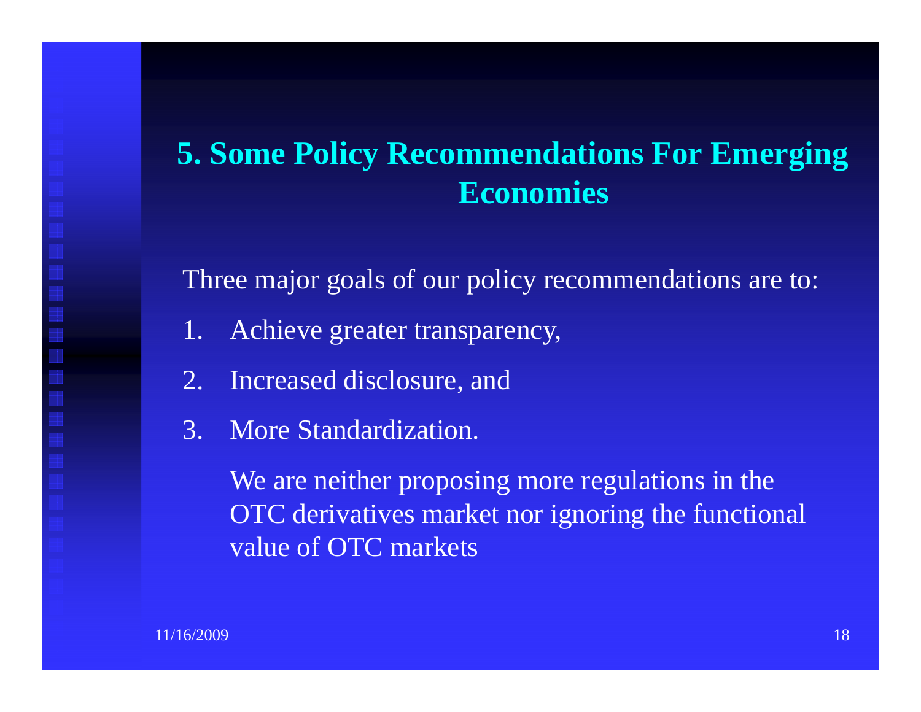## 5. Some Policy Recommendations For Emerging Economies

Three major goals of our policy recommendations are to:

1. Achieve greater transparency,
2. Increased disclosure, and
3. More Standardization.

   We are neither proposing more regulations in the OTC derivatives market nor ignoring the functional value of OTC markets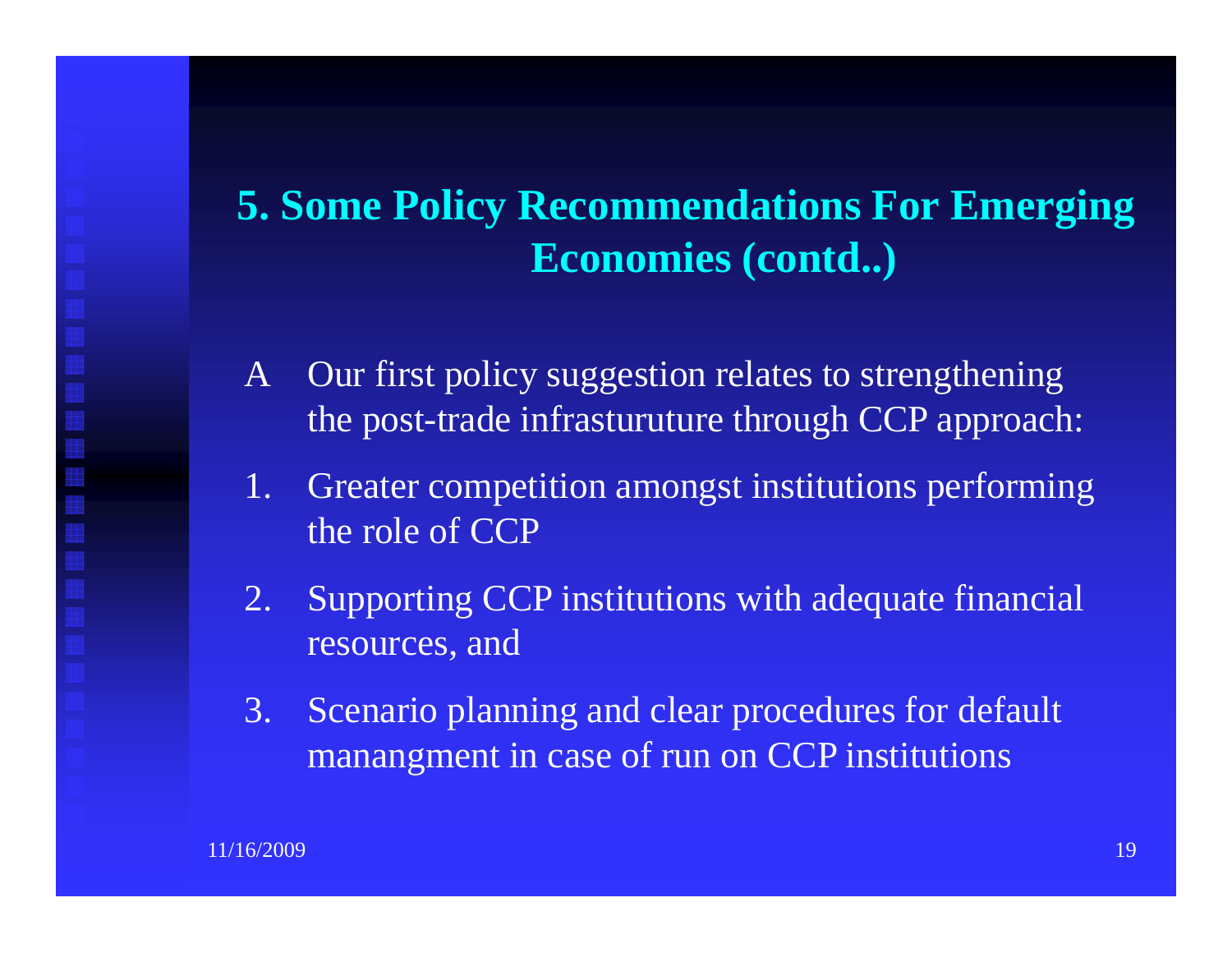## 5. Some Policy Recommendations For Emerging Economies (contd..)

A Our first policy suggestion relates to strengthening the post-trade infrasturuture through CCP approach:

1. Greater competition amongst institutions performing the role of CCP
2. Supporting CCP institutions with adequate financial resources, and
3. Scenario planning and clear procedures for default manangment in case of run on CCP institutions

11/16/2009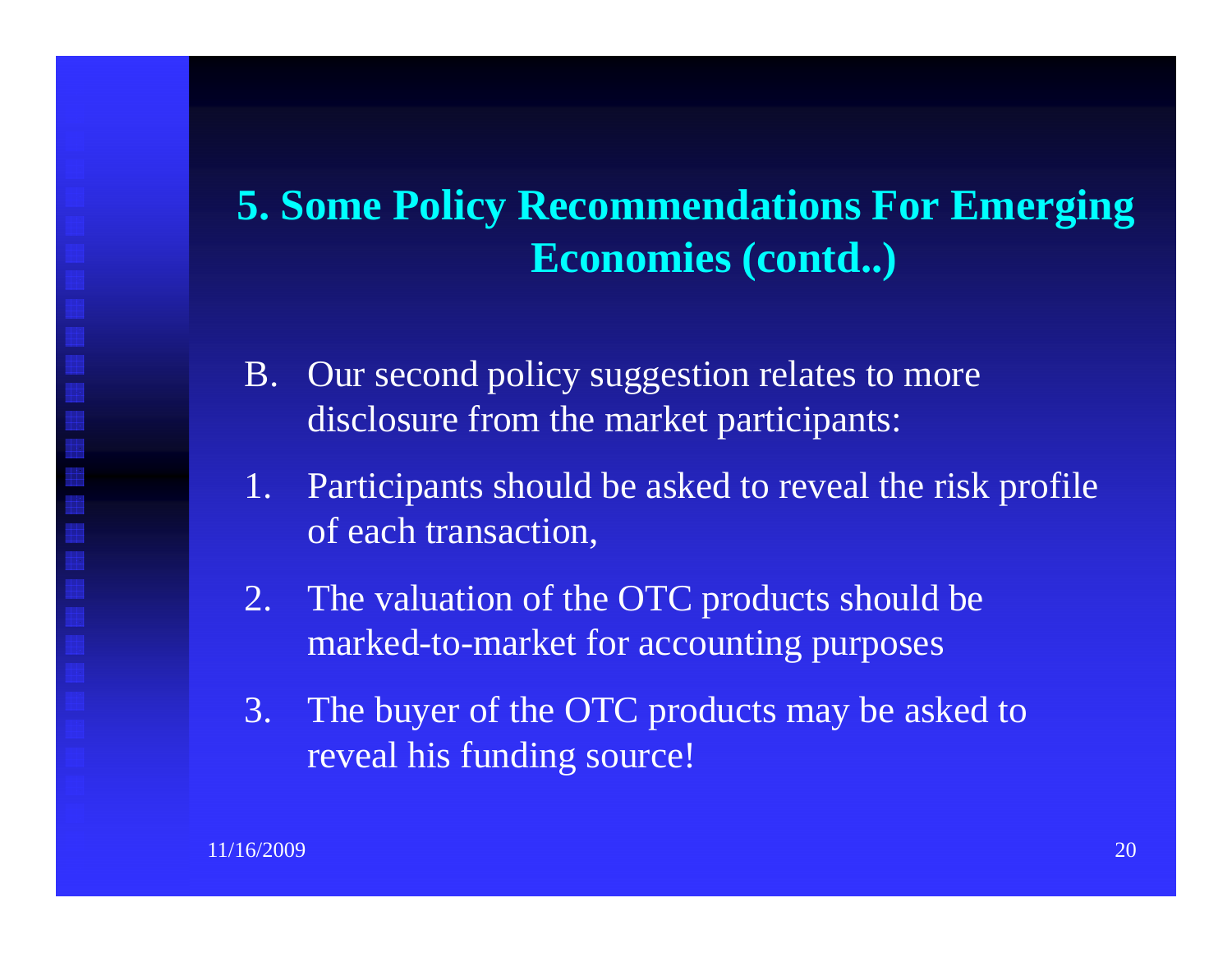# 5. Some Policy Recommendations For Emerging Economies (contd..)

B. Our second policy suggestion relates to more disclosure from the market participants:

1. Participants should be asked to reveal the risk profile of each transaction,
2. The valuation of the OTC products should be marked-to-market for accounting purposes
3. The buyer of the OTC products may be asked to reveal his funding source!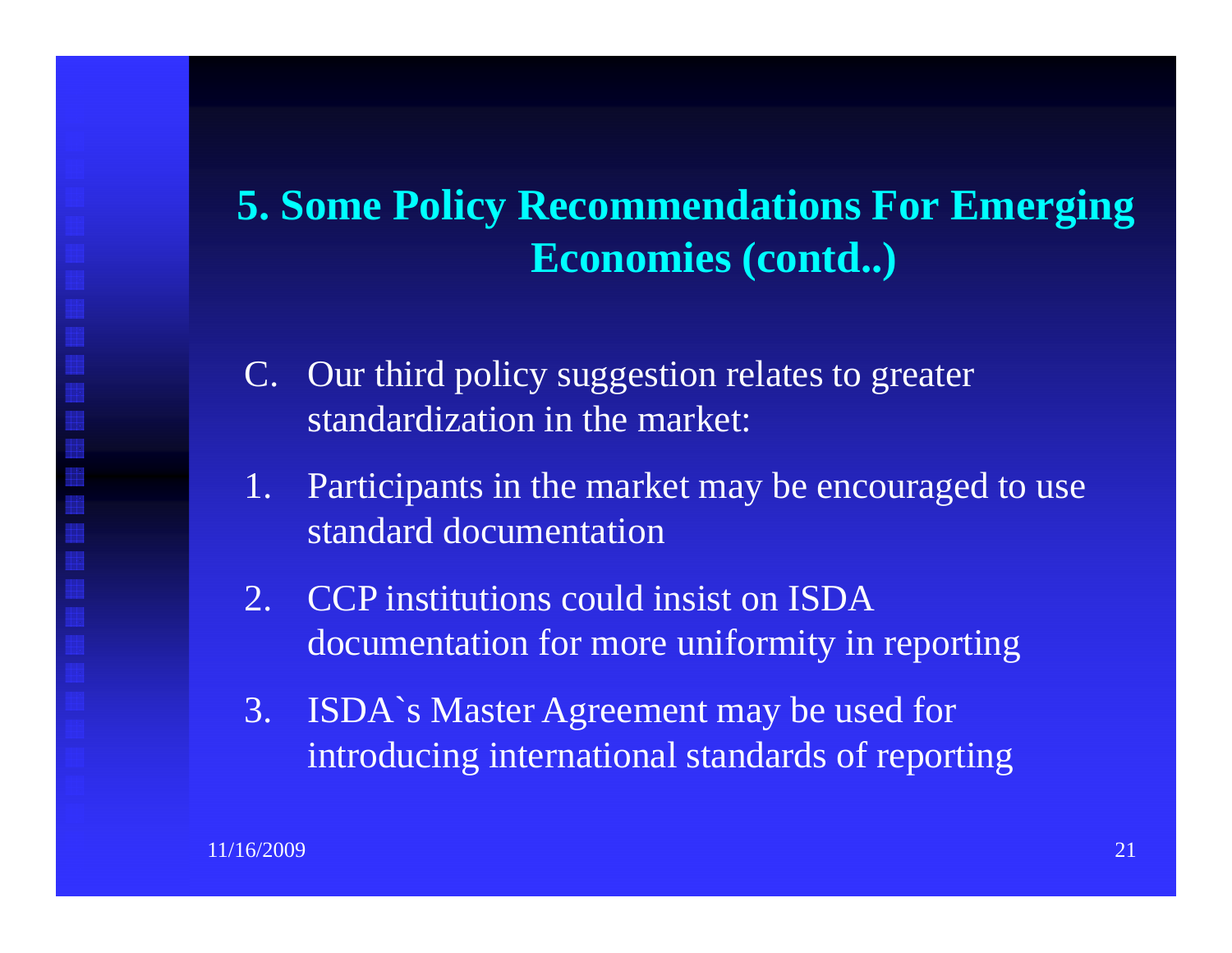# 5. Some Policy Recommendations For Emerging Economies (contd..)

C. Our third policy suggestion relates to greater standardization in the market:

1. Participants in the market may be encouraged to use standard documentation
2. CCP institutions could insist on ISDA documentation for more uniformity in reporting
3. ISDA`s Master Agreement may be used for introducing international standards of reporting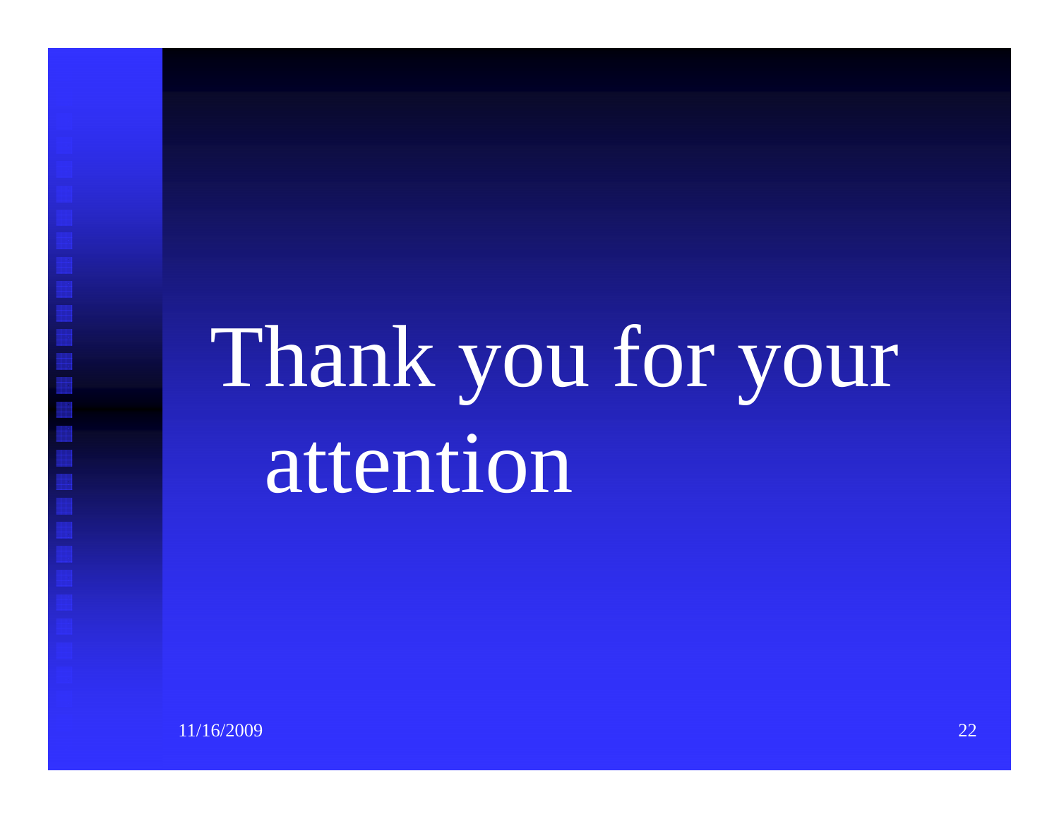# Thank you for your attention